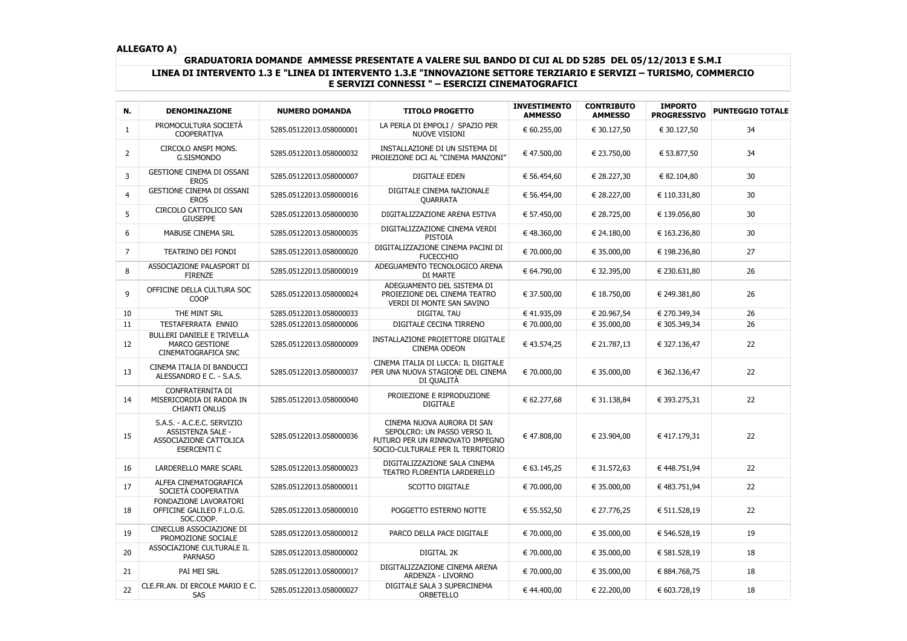**ALLEGATO A)**

## GRADUATORIA DOMANDE AMMESSE PRESENTATE A VALERE SUL BANDO DI CUI AL DD 5285 DEL 05/12/2013 E S.M.I

## LINEA DI INTERVENTO 1.3 E "LINEA DI INTERVENTO 1.3.E "INNOVAZIONE SETTORE TERZIARIO E SERVIZI – TURISMO, COMMERCIO E SERVIZI CONNESSI " – ESERCIZI CINEMATOGRAFICI

| N. | DENOMINAZIONE | NUMERO DOMANDA | TITOLO PROGETTO | INVESTIMENTO AMMESSO | CONTRIBUTO AMMESSO | IMPORTO PROGRESSIVO | PUNTEGGIO TOTALE |
|---|---|---|---|---|---|---|---|
| 1 | PROMOCULTURA SOCIETÀ COOPERATIVA | 5285.05122013.058000001 | LA PERLA DI EMPOLI / SPAZIO PER NUOVE VISIONI | € 60.255,00 | € 30.127,50 | € 30.127,50 | 34 |
| 2 | CIRCOLO ANSPI MONS. G.SISMONDO | 5285.05122013.058000032 | INSTALLAZIONE DI UN SISTEMA DI PROIEZIONE DCI AL "CINEMA MANZONI" | € 47.500,00 | € 23.750,00 | € 53.877,50 | 34 |
| 3 | GESTIONE CINEMA DI OSSANI EROS | 5285.05122013.058000007 | DIGITALE EDEN | € 56.454,60 | € 28.227,30 | € 82.104,80 | 30 |
| 4 | GESTIONE CINEMA DI OSSANI EROS | 5285.05122013.058000016 | DIGITALE CINEMA NAZIONALE QUARRATA | € 56.454,00 | € 28.227,00 | € 110.331,80 | 30 |
| 5 | CIRCOLO CATTOLICO SAN GIUSEPPE | 5285.05122013.058000030 | DIGITALIZZAZIONE ARENA ESTIVA | € 57.450,00 | € 28.725,00 | € 139.056,80 | 30 |
| 6 | MABUSE CINEMA SRL | 5285.05122013.058000035 | DIGITALIZZAZIONE CINEMA VERDI PISTOIA | € 48.360,00 | € 24.180,00 | € 163.236,80 | 30 |
| 7 | TEATRINO DEI FONDI | 5285.05122013.058000020 | DIGITALIZZAZIONE CINEMA PACINI DI FUCECCHIO | € 70.000,00 | € 35.000,00 | € 198.236,80 | 27 |
| 8 | ASSOCIAZIONE PALASPORT DI FIRENZE | 5285.05122013.058000019 | ADEGUAMENTO TECNOLOGICO ARENA DI MARTE | € 64.790,00 | € 32.395,00 | € 230.631,80 | 26 |
| 9 | OFFICINE DELLA CULTURA SOC COOP | 5285.05122013.058000024 | ADEGUAMENTO DEL SISTEMA DI PROIEZIONE DEL CINEMA TEATRO VERDI DI MONTE SAN SAVINO | € 37.500,00 | € 18.750,00 | € 249.381,80 | 26 |
| 10 | THE MINT SRL | 5285.05122013.058000033 | DIGITAL TAU | € 41.935,09 | € 20.967,54 | € 270.349,34 | 26 |
| 11 | TESTAFERRATA ENNIO | 5285.05122013.058000006 | DIGITALE CECINA TIRRENO | € 70.000,00 | € 35.000,00 | € 305.349,34 | 26 |
| 12 | BULLERI DANIELE E TRIVELLA MARCO GESTIONE CINEMATOGRAFICA SNC | 5285.05122013.058000009 | INSTALLAZIONE PROIETTORE DIGITALE CINEMA ODEON | € 43.574,25 | € 21.787,13 | € 327.136,47 | 22 |
| 13 | CINEMA ITALIA DI BANDUCCI ALESSANDRO E C. - S.A.S. | 5285.05122013.058000037 | CINEMA ITALIA DI LUCCA: IL DIGITALE PER UNA NUOVA STAGIONE DEL CINEMA DI QUALITÀ | € 70.000,00 | € 35.000,00 | € 362.136,47 | 22 |
| 14 | CONFRATERNITA DI MISERICORDIA DI RADDA IN CHIANTI ONLUS | 5285.05122013.058000040 | PROIEZIONE E RIPRODUZIONE DIGITALE | € 62.277,68 | € 31.138,84 | € 393.275,31 | 22 |
| 15 | S.A.S. - A.C.E.C. SERVIZIO ASSISTENZA SALE - ASSOCIAZIONE CATTOLICA ESERCENTI C | 5285.05122013.058000036 | CINEMA NUOVA AURORA DI SAN SEPOLCRO: UN PASSO VERSO IL FUTURO PER UN RINNOVATO IMPEGNO SOCIO-CULTURALE PER IL TERRITORIO | € 47.808,00 | € 23.904,00 | € 417.179,31 | 22 |
| 16 | LARDERELLO MARE SCARL | 5285.05122013.058000023 | DIGITALIZZAZIONE SALA CINEMA TEATRO FLORENTIA LARDERELLO | € 63.145,25 | € 31.572,63 | € 448.751,94 | 22 |
| 17 | ALFEA CINEMATOGRAFICA SOCIETÀ COOPERATIVA | 5285.05122013.058000011 | SCOTTO DIGITALE | € 70.000,00 | € 35.000,00 | € 483.751,94 | 22 |
| 18 | FONDAZIONE LAVORATORI OFFICINE GALILEO F.L.O.G. SOC.COOP. | 5285.05122013.058000010 | POGGETTO ESTERNO NOTTE | € 55.552,50 | € 27.776,25 | € 511.528,19 | 22 |
| 19 | CINECLUB ASSOCIAZIONE DI PROMOZIONE SOCIALE | 5285.05122013.058000012 | PARCO DELLA PACE DIGITALE | € 70.000,00 | € 35.000,00 | € 546.528,19 | 19 |
| 20 | ASSOCIAZIONE CULTURALE IL PARNASO | 5285.05122013.058000002 | DIGITAL 2K | € 70.000,00 | € 35.000,00 | € 581.528,19 | 18 |
| 21 | PAI MEI SRL | 5285.05122013.058000017 | DIGITALIZZAZIONE CINEMA ARENA ARDENZA - LIVORNO | € 70.000,00 | € 35.000,00 | € 884.768,75 | 18 |
| 22 | CLE.FR.AN. DI ERCOLE MARIO E C. SAS | 5285.05122013.058000027 | DIGITALE SALA 3 SUPERCINEMA ORBETELLO | € 44.400,00 | € 22.200,00 | € 603.728,19 | 18 |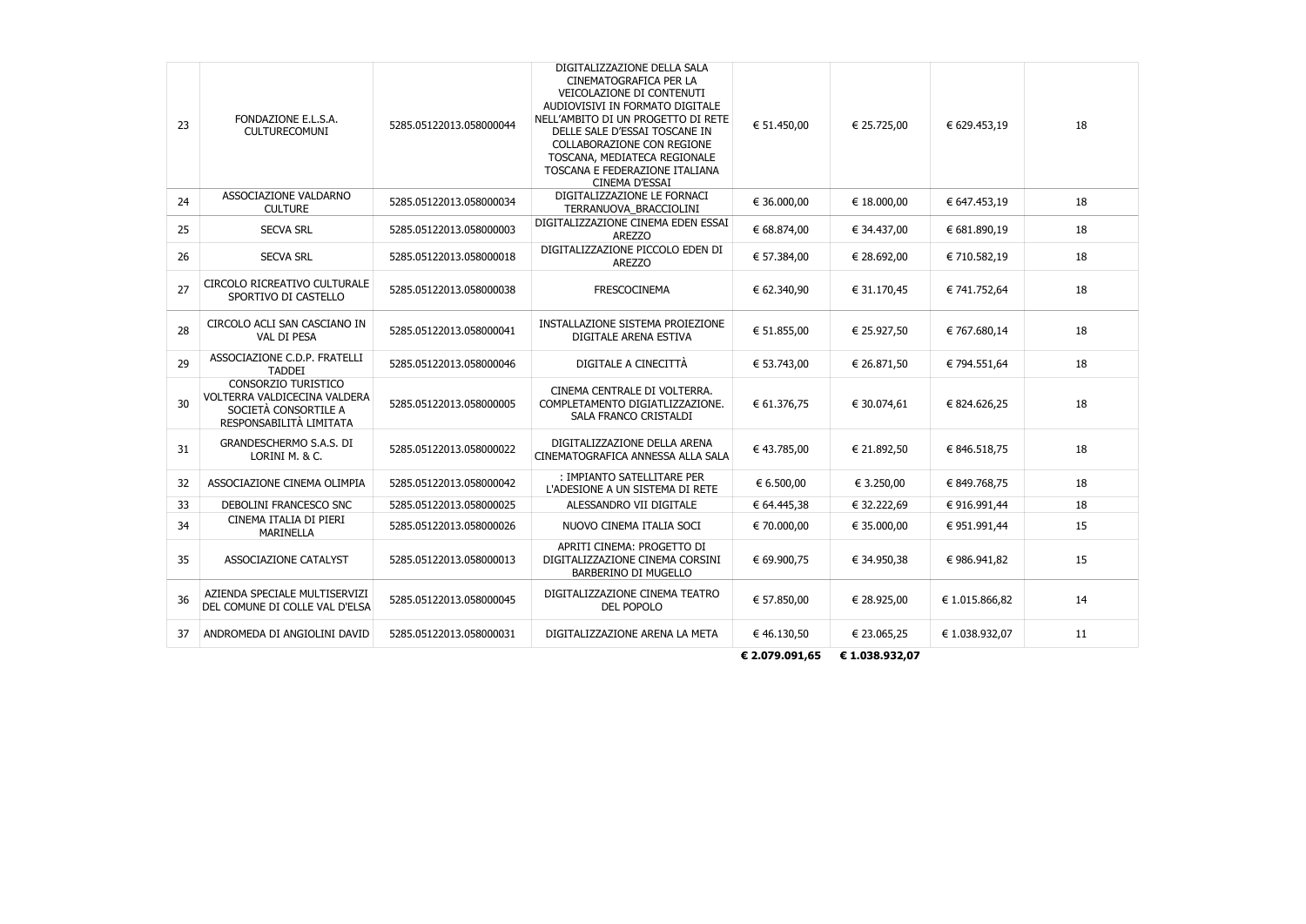| | | | | | | | |
|---|---|---|---|---|---|---|---|
| 23 | FONDAZIONE E.L.S.A. CULTURECOMUNI | 5285.05122013.058000044 | DIGITALIZZAZIONE DELLA SALA CINEMATOGRAFICA PER LA VEICOLAZIONE DI CONTENUTI AUDIOVISIVI IN FORMATO DIGITALE NELL'AMBITO DI UN PROGETTO DI RETE DELLE SALE D'ESSAI TOSCANE IN COLLABORAZIONE CON REGIONE TOSCANA, MEDIATECA REGIONALE TOSCANA E FEDERAZIONE ITALIANA CINEMA D'ESSAI | € 51.450,00 | € 25.725,00 | € 629.453,19 | 18 |
| 24 | ASSOCIAZIONE VALDARNO CULTURE | 5285.05122013.058000034 | DIGITALIZZAZIONE LE FORNACI TERRANUOVA_BRACCIOLINI | € 36.000,00 | € 18.000,00 | € 647.453,19 | 18 |
| 25 | SECVA SRL | 5285.05122013.058000003 | DIGITALIZZAZIONE CINEMA EDEN ESSAI AREZZO | € 68.874,00 | € 34.437,00 | € 681.890,19 | 18 |
| 26 | SECVA SRL | 5285.05122013.058000018 | DIGITALIZZAZIONE PICCOLO EDEN DI AREZZO | € 57.384,00 | € 28.692,00 | € 710.582,19 | 18 |
| 27 | CIRCOLO RICREATIVO CULTURALE SPORTIVO DI CASTELLO | 5285.05122013.058000038 | FRESCOCINEMA | € 62.340,90 | € 31.170,45 | € 741.752,64 | 18 |
| 28 | CIRCOLO ACLI SAN CASCIANO IN VAL DI PESA | 5285.05122013.058000041 | INSTALLAZIONE SISTEMA PROIEZIONE DIGITALE ARENA ESTIVA | € 51.855,00 | € 25.927,50 | € 767.680,14 | 18 |
| 29 | ASSOCIAZIONE C.D.P. FRATELLI TADDEI | 5285.05122013.058000046 | DIGITALE A CINECITTÀ | € 53.743,00 | € 26.871,50 | € 794.551,64 | 18 |
| 30 | CONSORZIO TURISTICO VOLTERRA VALDICECINA VALDERA SOCIETÀ CONSORTILE A RESPONSABILITÀ LIMITATA | 5285.05122013.058000005 | CINEMA CENTRALE DI VOLTERRA. COMPLETAMENTO DIGIATLIZZAZIONE. SALA FRANCO CRISTALDI | € 61.376,75 | € 30.074,61 | € 824.626,25 | 18 |
| 31 | GRANDESCHERMO S.A.S. DI LORINI M. & C. | 5285.05122013.058000022 | DIGITALIZZAZIONE DELLA ARENA CINEMATOGRAFICA ANNESSA ALLA SALA | € 43.785,00 | € 21.892,50 | € 846.518,75 | 18 |
| 32 | ASSOCIAZIONE CINEMA OLIMPIA | 5285.05122013.058000042 | : IMPIANTO SATELLITARE PER L'ADESIONE A UN SISTEMA DI RETE | € 6.500,00 | € 3.250,00 | € 849.768,75 | 18 |
| 33 | DEBOLINI FRANCESCO SNC | 5285.05122013.058000025 | ALESSANDRO VII DIGITALE | € 64.445,38 | € 32.222,69 | € 916.991,44 | 18 |
| 34 | CINEMA ITALIA DI PIERI MARINELLA | 5285.05122013.058000026 | NUOVO CINEMA ITALIA SOCI | € 70.000,00 | € 35.000,00 | € 951.991,44 | 15 |
| 35 | ASSOCIAZIONE CATALYST | 5285.05122013.058000013 | APRITI CINEMA: PROGETTO DI DIGITALIZZAZIONE CINEMA CORSINI BARBERINO DI MUGELLO | € 69.900,75 | € 34.950,38 | € 986.941,82 | 15 |
| 36 | AZIENDA SPECIALE MULTISERVIZI DEL COMUNE DI COLLE VAL D'ELSA | 5285.05122013.058000045 | DIGITALIZZAZIONE CINEMA TEATRO DEL POPOLO | € 57.850,00 | € 28.925,00 | € 1.015.866,82 | 14 |
| 37 | ANDROMEDA DI ANGIOLINI DAVID | 5285.05122013.058000031 | DIGITALIZZAZIONE ARENA LA META | € 46.130,50 | € 23.065,25 | € 1.038.932,07 | 11 |
| | | | | **€ 2.079.091,65** | **€ 1.038.932,07** | | |